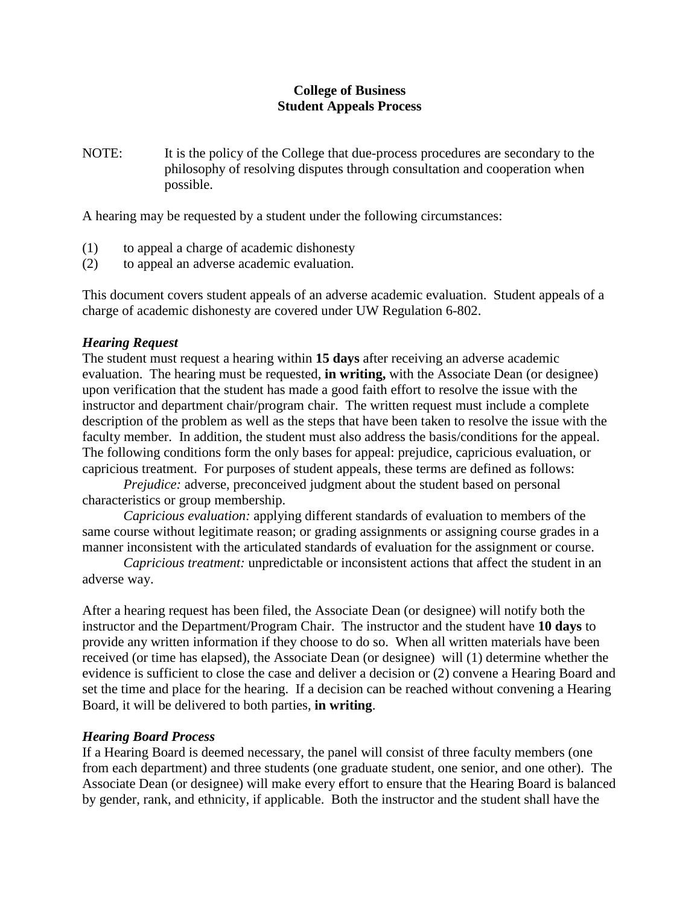# College of Business
## Student Appeals Process

NOTE: It is the policy of the College that due-process procedures are secondary to the philosophy of resolving disputes through consultation and cooperation when possible.

A hearing may be requested by a student under the following circumstances:

(1) to appeal a charge of academic dishonesty
(2) to appeal an adverse academic evaluation.

This document covers student appeals of an adverse academic evaluation. Student appeals of a charge of academic dishonesty are covered under UW Regulation 6-802.

### *Hearing Request*

The student must request a hearing within **15 days** after receiving an adverse academic evaluation. The hearing must be requested, **in writing,** with the Associate Dean (or designee) upon verification that the student has made a good faith effort to resolve the issue with the instructor and department chair/program chair. The written request must include a complete description of the problem as well as the steps that have been taken to resolve the issue with the faculty member. In addition, the student must also address the basis/conditions for the appeal. The following conditions form the only bases for appeal: prejudice, capricious evaluation, or capricious treatment. For purposes of student appeals, these terms are defined as follows:

*Prejudice:* adverse, preconceived judgment about the student based on personal characteristics or group membership.

*Capricious evaluation:* applying different standards of evaluation to members of the same course without legitimate reason; or grading assignments or assigning course grades in a manner inconsistent with the articulated standards of evaluation for the assignment or course.

*Capricious treatment:* unpredictable or inconsistent actions that affect the student in an adverse way.

After a hearing request has been filed, the Associate Dean (or designee) will notify both the instructor and the Department/Program Chair. The instructor and the student have **10 days** to provide any written information if they choose to do so. When all written materials have been received (or time has elapsed), the Associate Dean (or designee) will (1) determine whether the evidence is sufficient to close the case and deliver a decision or (2) convene a Hearing Board and set the time and place for the hearing. If a decision can be reached without convening a Hearing Board, it will be delivered to both parties, **in writing**.

### *Hearing Board Process*

If a Hearing Board is deemed necessary, the panel will consist of three faculty members (one from each department) and three students (one graduate student, one senior, and one other). The Associate Dean (or designee) will make every effort to ensure that the Hearing Board is balanced by gender, rank, and ethnicity, if applicable. Both the instructor and the student shall have the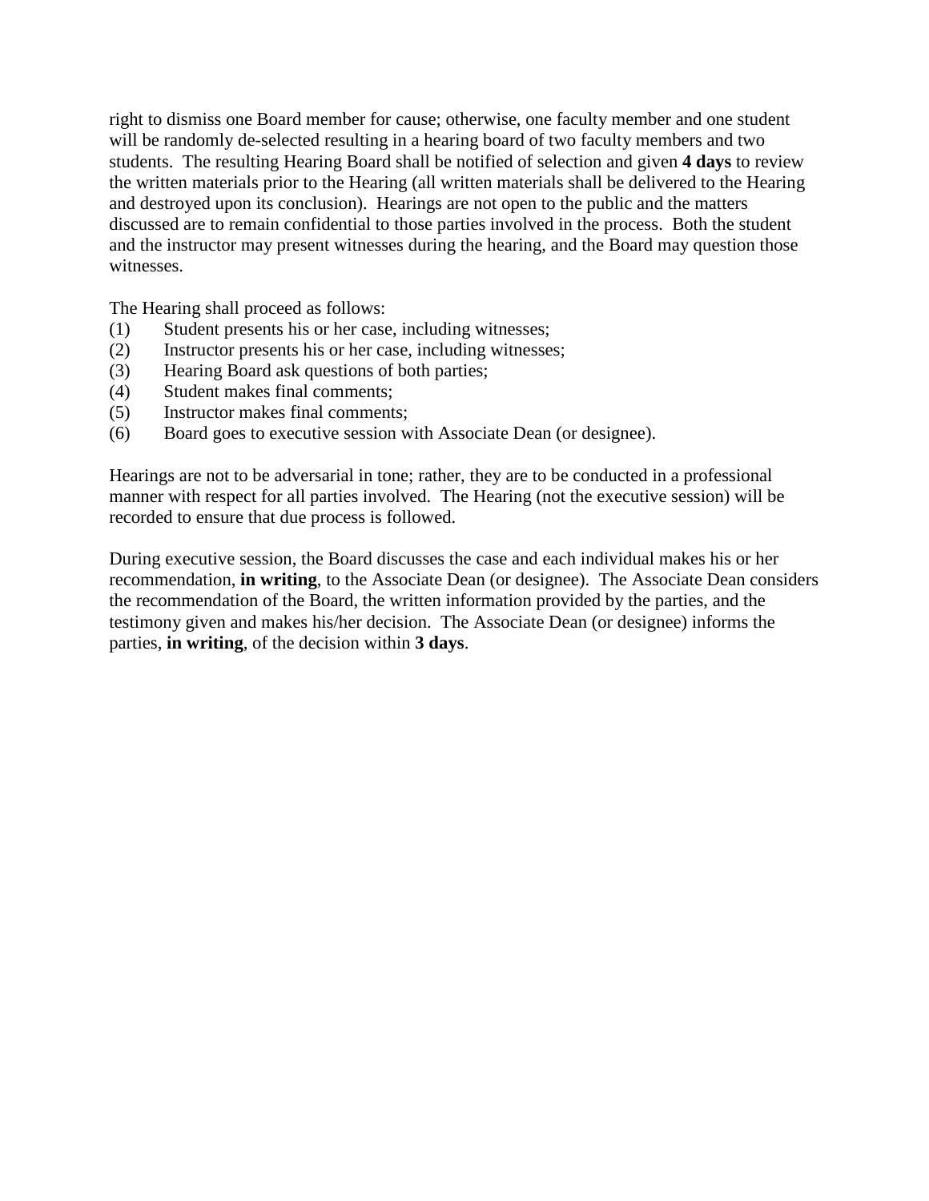right to dismiss one Board member for cause; otherwise, one faculty member and one student will be randomly de-selected resulting in a hearing board of two faculty members and two students. The resulting Hearing Board shall be notified of selection and given **4 days** to review the written materials prior to the Hearing (all written materials shall be delivered to the Hearing and destroyed upon its conclusion). Hearings are not open to the public and the matters discussed are to remain confidential to those parties involved in the process. Both the student and the instructor may present witnesses during the hearing, and the Board may question those witnesses.

The Hearing shall proceed as follows:

(1) Student presents his or her case, including witnesses;
(2) Instructor presents his or her case, including witnesses;
(3) Hearing Board ask questions of both parties;
(4) Student makes final comments;
(5) Instructor makes final comments;
(6) Board goes to executive session with Associate Dean (or designee).

Hearings are not to be adversarial in tone; rather, they are to be conducted in a professional manner with respect for all parties involved. The Hearing (not the executive session) will be recorded to ensure that due process is followed.

During executive session, the Board discusses the case and each individual makes his or her recommendation, **in writing**, to the Associate Dean (or designee). The Associate Dean considers the recommendation of the Board, the written information provided by the parties, and the testimony given and makes his/her decision. The Associate Dean (or designee) informs the parties, **in writing**, of the decision within **3 days**.